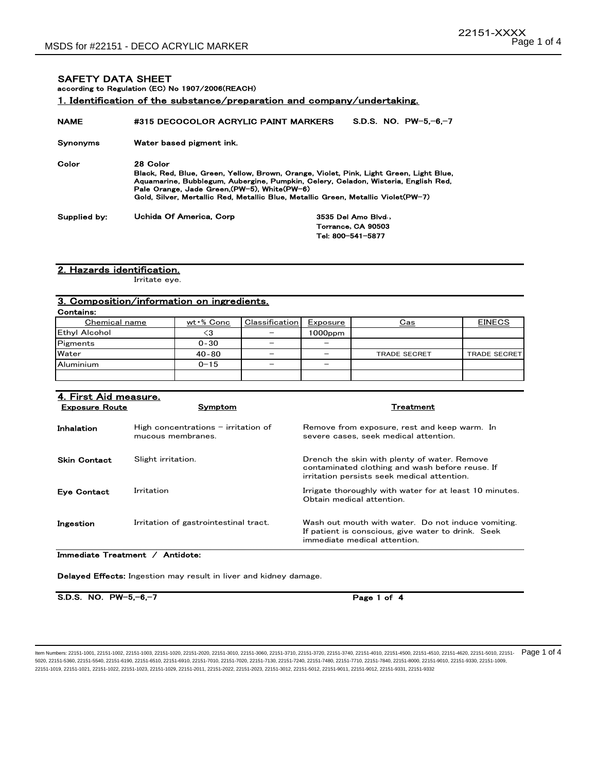## SAFETY DATA SHEET

according to Regulation (EC) No 1907/2006(REACH)

### 1. Identification of the substance/preparation and company/undertaking.

**NAME** #315 DECOCOLOR ACRYLIC PAINT MARKERS S.D.S. NO. PW-5,-6,-7

**Synonyms** Water based pigment ink.

**Color** 28 Color
Black, Red, Blue, Green, Yellow, Brown, Orange, Violet, Pink, Light Green, Light Blue, Aquamarine, Bubblegum, Aubergine, Pumpkin, Celery, Celadon, Wisteria, English Red, Pale Orange, Jade Green,(PW-5), White(PW-6)
Gold, Silver, Mertallic Red, Metallic Blue, Metallic Green, Metallic Violet(PW-7)

**Supplied by:** Uchida Of America, Corp
3535 Del Amo Blvd.,
Torrance, CA 90503
Tel: 800-541-5877

### 2. Hazards identification.

Irritate eye.

### 3. Composition/information on ingredients.

**Contains:**

| Chemical name | wt・% Conc | Classification | Exposure | Cas | EINECS |
|---|---|---|---|---|---|
| Ethyl Alcohol | <3 | – | 1000ppm | | |
| Pigments | 0-30 | – | – | | |
| Water | 40-80 | – | – | TRADE SECRET | TRADE SECRET |
| Aluminium | 0–15 | – | – | | |
| | | | | | |

### 4. First Aid measure.

| Exposure Route | Symptom | Treatment |
|---|---|---|
| **Inhalation** | High concentrations – irritation of mucous membranes. | Remove from exposure, rest and keep warm. In severe cases, seek medical attention. |
| **Skin Contact** | Slight irritation. | Drench the skin with plenty of water. Remove contaminated clothing and wash before reuse. If irritation persists seek medical attention. |
| **Eye Contact** | Irritation | Irrigate thoroughly with water for at least 10 minutes. Obtain medical attention. |
| **Ingestion** | Irritation of gastrointestinal tract. | Wash out mouth with water. Do not induce vomiting. If patient is conscious, give water to drink. Seek immediate medical attention. |

**Immediate Treatment / Antidote:**

**Delayed Effects:** Ingestion may result in liver and kidney damage.

Item Numbers: 22151-1001, 22151-1002, 22151-1003, 22151-1020, 22151-2020, 22151-3010, 22151-3060, 22151-3710, 22151-3720, 22151-3740, 22151-4010, 22151-4500, 22151-4510, 22151-4620, 22151-5010, 22151-5020, 22151-5360, 22151-5540, 22151-6190, 22151-6510, 22151-6910, 22151-7010, 22151-7020, 22151-7130, 22151-7240, 22151-7480, 22151-7710, 22151-7840, 22151-8000, 22151-9010, 22151-9330, 22151-1009, 22151-1019, 22151-1021, 22151-1022, 22151-1023, 22151-1029, 22151-2011, 22151-2022, 22151-2023, 22151-3012, 22151-5012, 22151-9011, 22151-9012, 22151-9331, 22151-9332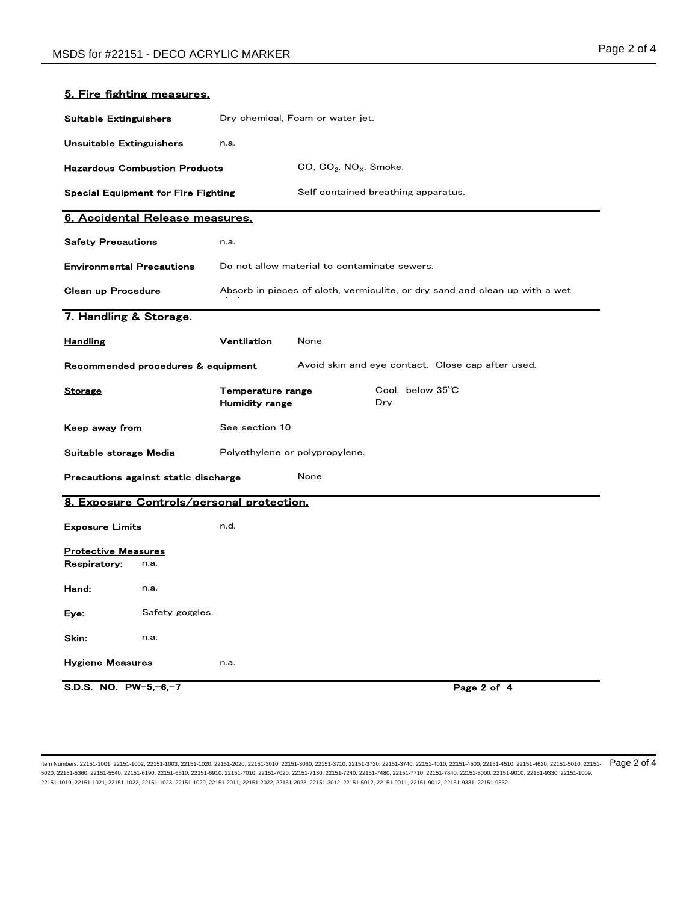## 5. Fire fighting measures.

**Suitable Extinguishers** Dry chemical, Foam or water jet.

**Unsuitable Extinguishers** n.a.

**Hazardous Combustion Products** $CO$, $CO_2$, $NO_X$, Smoke.

**Special Equipment for Fire Fighting** Self contained breathing apparatus.

## 6. Accidental Release measures.

**Safety Precautions** n.a.

**Environmental Precautions** Do not allow material to contaminate sewers.

**Clean up Procedure** Absorb in pieces of cloth, vermiculite, or dry sand and clean up with a wet cloth.

## 7. Handling & Storage.

**Handling** **Ventilation** None

**Recommended procedures & equipment** Avoid skin and eye contact. Close cap after used.

**Storage** **Temperature range** Cool, below 35℃
**Humidity range** Dry

**Keep away from** See section 10

**Suitable storage Media** Polyethylene or polypropylene.

**Precautions against static discharge** None

## 8. Exposure Controls/personal protection.

**Exposure Limits** n.d.

**Protective Measures**

**Respiratory:** n.a.

**Hand:** n.a.

**Eye:** Safety goggles.

**Skin:** n.a.

**Hygiene Measures** n.a.

**S.D.S. NO. PW-5,-6,-7**

Item Numbers: 22151-1001, 22151-1002, 22151-1003, 22151-1020, 22151-2020, 22151-3010, 22151-3060, 22151-3710, 22151-3720, 22151-3740, 22151-4010, 22151-4500, 22151-4510, 22151-4620, 22151-5010, 22151-5020, 22151-5360, 22151-5540, 22151-6190, 22151-6510, 22151-6910, 22151-7010, 22151-7020, 22151-7130, 22151-7240, 22151-7480, 22151-7710, 22151-7840, 22151-8000, 22151-9010, 22151-9330, 22151-1009, 22151-1019, 22151-1021, 22151-1022, 22151-1023, 22151-1029, 22151-2011, 22151-2022, 22151-2023, 22151-3012, 22151-5012, 22151-9011, 22151-9012, 22151-9331, 22151-9332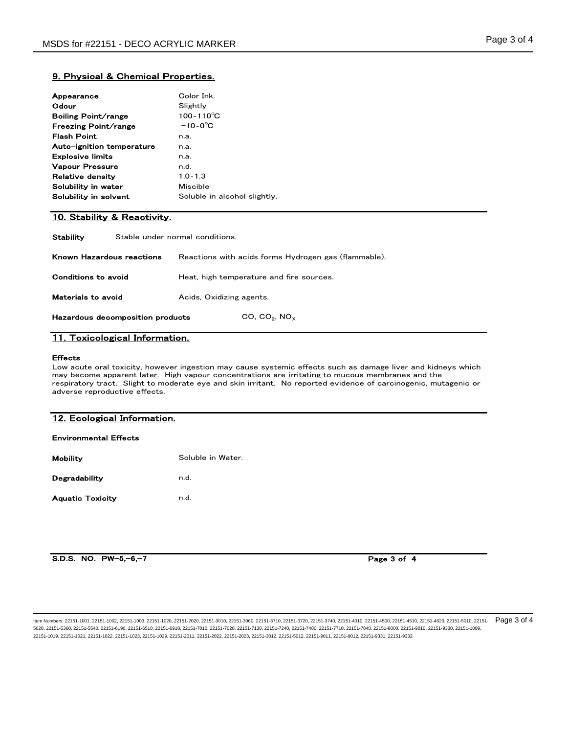## 9. Physical & Chemical Properties.

| | |
|---|---|
| **Appearance** | Color Ink. |
| **Odour** | Slightly |
| **Boiling Point/range** | 100-110℃ |
| **Freezing Point/range** | −10-0℃ |
| **Flash Point** | n.a. |
| **Auto−ignition temperature** | n.a. |
| **Explosive limits** | n.a. |
| **Vapour Pressure** | n.d. |
| **Relative density** | 1.0-1.3 |
| **Solubility in water** | Miscible |
| **Solubility in solvent** | Soluble in alcohol slightly. |

## 10. Stability & Reactivity.

**Stability** Stable under normal conditions.

**Known Hazardous reactions** Reactions with acids forms Hydrogen gas (flammable).

**Conditions to avoid** Heat, high temperature and fire sources.

**Materials to avoid** Acids, Oxidizing agents.

**Hazardous decomposition products** CO, $CO_2$, $NO_X$

## 11. Toxicological Information.

**Effects**

Low acute oral toxicity, however ingestion may cause systemic effects such as damage liver and kidneys which may become apparent later. High vapour concentrations are irritating to mucous membranes and the respiratory tract. Slight to moderate eye and skin irritant. No reported evidence of carcinogenic, mutagenic or adverse reproductive effects.

## 12. Ecological Information.

**Environmental Effects**

| | |
|---|---|
| **Mobility** | Soluble in Water. |
| **Degradability** | n.d. |
| **Aquatic Toxicity** | n.d. |

S.D.S. NO. PW−5,−6,−7

Item Numbers: 22151-1001, 22151-1002, 22151-1003, 22151-1020, 22151-2020, 22151-3010, 22151-3060, 22151-3710, 22151-3720, 22151-3740, 22151-4010, 22151-4500, 22151-4510, 22151-4620, 22151-5010, 22151-5020, 22151-5360, 22151-5540, 22151-6190, 22151-6510, 22151-6910, 22151-7010, 22151-7020, 22151-7130, 22151-7240, 22151-7480, 22151-7710, 22151-7840, 22151-8000, 22151-9010, 22151-9330, 22151-1009, 22151-1019, 22151-1021, 22151-1022, 22151-1023, 22151-1029, 22151-2011, 22151-2022, 22151-2023, 22151-3012, 22151-5012, 22151-9011, 22151-9012, 22151-9331, 22151-9332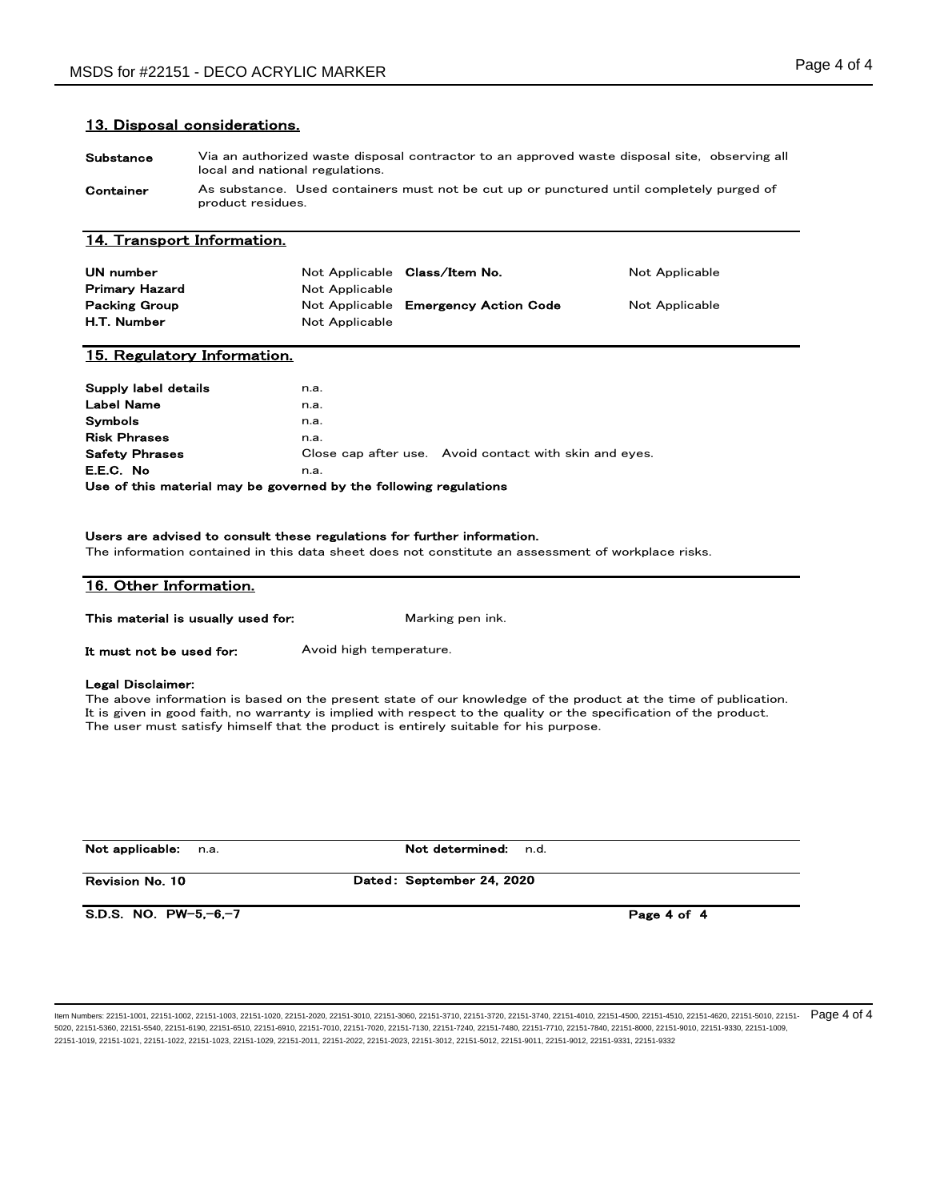## 13. Disposal considerations.

**Substance** Via an authorized waste disposal contractor to an approved waste disposal site, observing all local and national regulations.

**Container** As substance. Used containers must not be cut up or punctured until completely purged of product residues.

## 14. Transport Information.

| | | | |
|---|---|---|---|
| **UN number** | Not Applicable | **Class/Item No.** | Not Applicable |
| **Primary Hazard** | Not Applicable | | |
| **Packing Group** | Not Applicable | **Emergency Action Code** | Not Applicable |
| **H.T. Number** | Not Applicable | | |

## 15. Regulatory Information.

| | |
|---|---|
| **Supply label details** | n.a. |
| **Label Name** | n.a. |
| **Symbols** | n.a. |
| **Risk Phrases** | n.a. |
| **Safety Phrases** | Close cap after use. Avoid contact with skin and eyes. |
| **E.E.C. No** | n.a. |

**Use of this material may be governed by the following regulations**

**Users are advised to consult these regulations for further information.**

The information contained in this data sheet does not constitute an assessment of workplace risks.

## 16. Other Information.

**This material is usually used for:** Marking pen ink.

**It must not be used for:** Avoid high temperature.

**Legal Disclaimer:**

The above information is based on the present state of our knowledge of the product at the time of publication. It is given in good faith, no warranty is implied with respect to the quality or the specification of the product. The user must satisfy himself that the product is entirely suitable for his purpose.

**Not applicable:** n.a. **Not determined:** n.d.

**Revision No. 10** **Dated: September 24, 2020**

**S.D.S. NO. PW-5,-6,-7**

Item Numbers: 22151-1001, 22151-1002, 22151-1003, 22151-1020, 22151-2020, 22151-3010, 22151-3060, 22151-3710, 22151-3720, 22151-3740, 22151-4010, 22151-4500, 22151-4510, 22151-4620, 22151-5010, 22151-5020, 22151-5360, 22151-5540, 22151-6190, 22151-6510, 22151-6910, 22151-7010, 22151-7020, 22151-7130, 22151-7240, 22151-7480, 22151-7710, 22151-7840, 22151-8000, 22151-9010, 22151-9330, 22151-1009, 22151-1019, 22151-1021, 22151-1022, 22151-1023, 22151-1029, 22151-2011, 22151-2022, 22151-2023, 22151-3012, 22151-5012, 22151-9011, 22151-9012, 22151-9331, 22151-9332